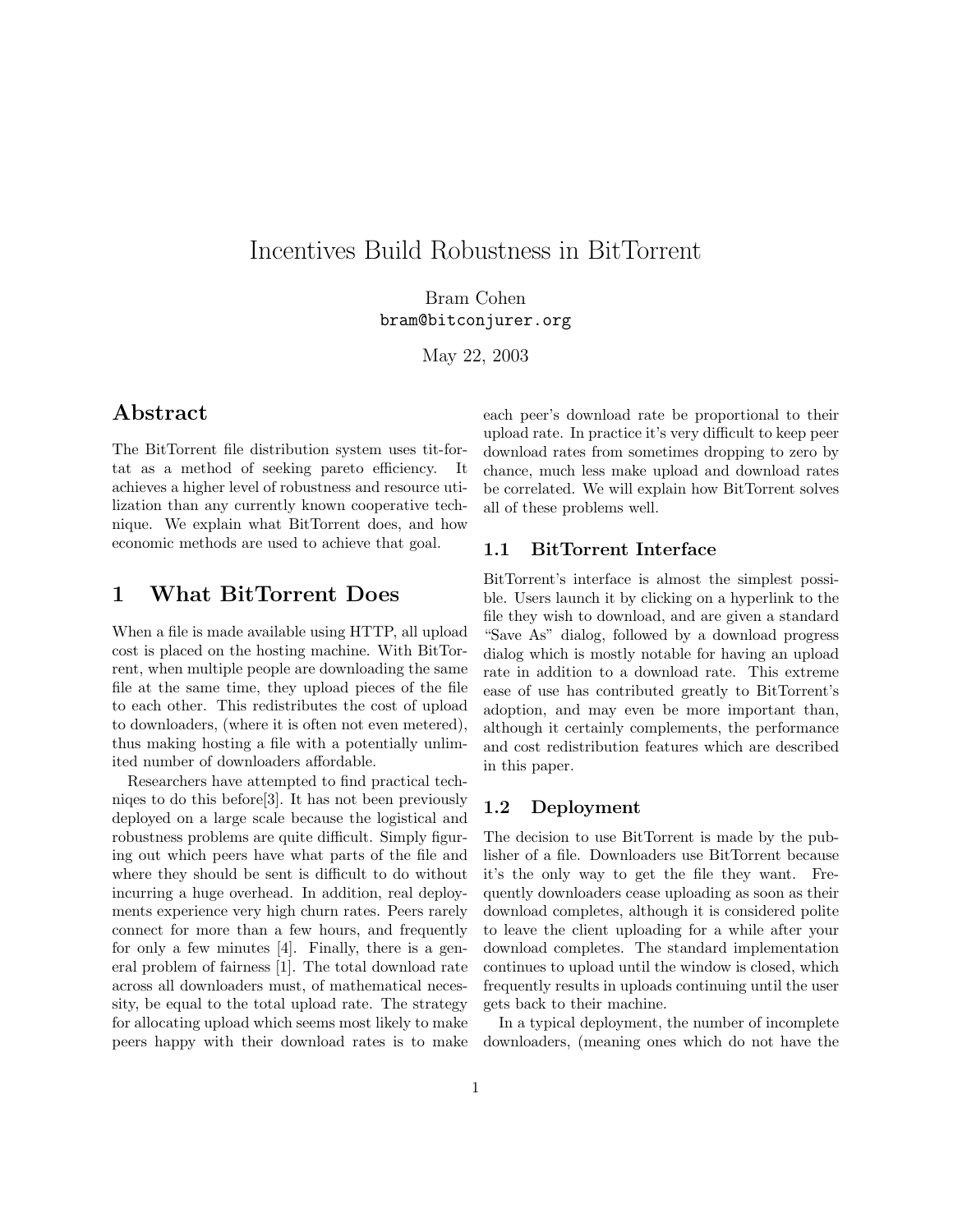# Incentives Build Robustness in BitTorrent

Bram Cohen
bram@bitconjurer.org

May 22, 2003

## Abstract

The BitTorrent file distribution system uses tit-for-tat as a method of seeking pareto efficiency. It achieves a higher level of robustness and resource utilization than any currently known cooperative technique. We explain what BitTorrent does, and how economic methods are used to achieve that goal.

## 1 What BitTorrent Does

When a file is made available using HTTP, all upload cost is placed on the hosting machine. With BitTorrent, when multiple people are downloading the same file at the same time, they upload pieces of the file to each other. This redistributes the cost of upload to downloaders, (where it is often not even metered), thus making hosting a file with a potentially unlimited number of downloaders affordable.

Researchers have attempted to find practical techniqes to do this before[3]. It has not been previously deployed on a large scale because the logistical and robustness problems are quite difficult. Simply figuring out which peers have what parts of the file and where they should be sent is difficult to do without incurring a huge overhead. In addition, real deployments experience very high churn rates. Peers rarely connect for more than a few hours, and frequently for only a few minutes [4]. Finally, there is a general problem of fairness [1]. The total download rate across all downloaders must, of mathematical necessity, be equal to the total upload rate. The strategy for allocating upload which seems most likely to make peers happy with their download rates is to make each peer's download rate be proportional to their upload rate. In practice it's very difficult to keep peer download rates from sometimes dropping to zero by chance, much less make upload and download rates be correlated. We will explain how BitTorrent solves all of these problems well.

### 1.1 BitTorrent Interface

BitTorrent's interface is almost the simplest possible. Users launch it by clicking on a hyperlink to the file they wish to download, and are given a standard "Save As" dialog, followed by a download progress dialog which is mostly notable for having an upload rate in addition to a download rate. This extreme ease of use has contributed greatly to BitTorrent's adoption, and may even be more important than, although it certainly complements, the performance and cost redistribution features which are described in this paper.

### 1.2 Deployment

The decision to use BitTorrent is made by the publisher of a file. Downloaders use BitTorrent because it's the only way to get the file they want. Frequently downloaders cease uploading as soon as their download completes, although it is considered polite to leave the client uploading for a while after your download completes. The standard implementation continues to upload until the window is closed, which frequently results in uploads continuing until the user gets back to their machine.

In a typical deployment, the number of incomplete downloaders, (meaning ones which do not have the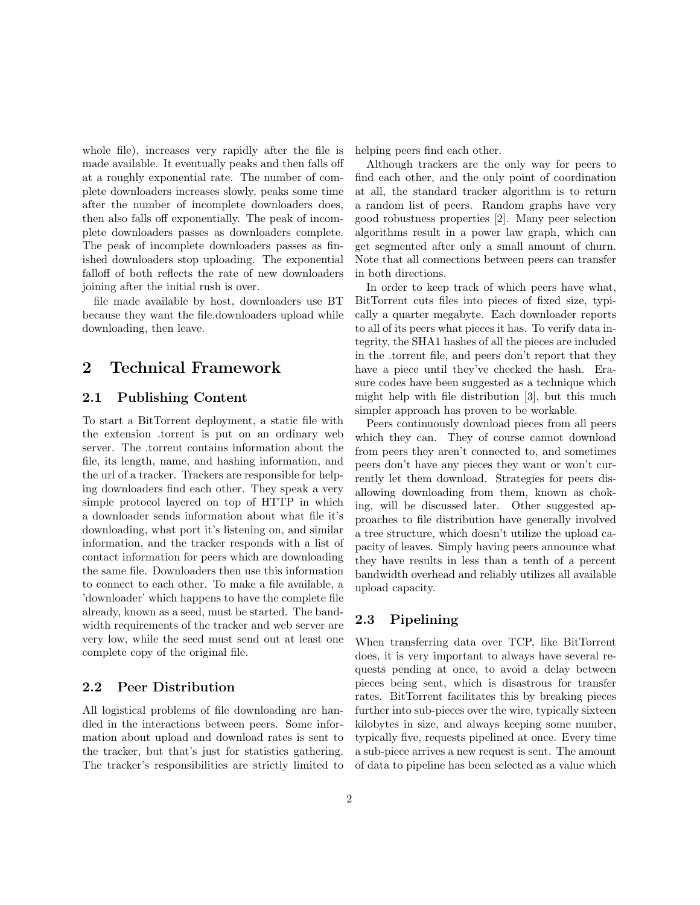whole file), increases very rapidly after the file is made available. It eventually peaks and then falls off at a roughly exponential rate. The number of complete downloaders increases slowly, peaks some time after the number of incomplete downloaders does, then also falls off exponentially. The peak of incomplete downloaders passes as downloaders complete. The peak of incomplete downloaders passes as finished downloaders stop uploading. The exponential falloff of both reflects the rate of new downloaders joining after the initial rush is over.

file made available by host, downloaders use BT because they want the file.downloaders upload while downloading, then leave.

# 2 Technical Framework

## 2.1 Publishing Content

To start a BitTorrent deployment, a static file with the extension .torrent is put on an ordinary web server. The .torrent contains information about the file, its length, name, and hashing information, and the url of a tracker. Trackers are responsible for helping downloaders find each other. They speak a very simple protocol layered on top of HTTP in which a downloader sends information about what file it's downloading, what port it's listening on, and similar information, and the tracker responds with a list of contact information for peers which are downloading the same file. Downloaders then use this information to connect to each other. To make a file available, a 'downloader' which happens to have the complete file already, known as a seed, must be started. The bandwidth requirements of the tracker and web server are very low, while the seed must send out at least one complete copy of the original file.

## 2.2 Peer Distribution

All logistical problems of file downloading are handled in the interactions between peers. Some information about upload and download rates is sent to the tracker, but that's just for statistics gathering. The tracker's responsibilities are strictly limited to helping peers find each other.

Although trackers are the only way for peers to find each other, and the only point of coordination at all, the standard tracker algorithm is to return a random list of peers. Random graphs have very good robustness properties [2]. Many peer selection algorithms result in a power law graph, which can get segmented after only a small amount of churn. Note that all connections between peers can transfer in both directions.

In order to keep track of which peers have what, BitTorrent cuts files into pieces of fixed size, typically a quarter megabyte. Each downloader reports to all of its peers what pieces it has. To verify data integrity, the SHA1 hashes of all the pieces are included in the .torrent file, and peers don't report that they have a piece until they've checked the hash. Erasure codes have been suggested as a technique which might help with file distribution [3], but this much simpler approach has proven to be workable.

Peers continuously download pieces from all peers which they can. They of course cannot download from peers they aren't connected to, and sometimes peers don't have any pieces they want or won't currently let them download. Strategies for peers disallowing downloading from them, known as choking, will be discussed later. Other suggested approaches to file distribution have generally involved a tree structure, which doesn't utilize the upload capacity of leaves. Simply having peers announce what they have results in less than a tenth of a percent bandwidth overhead and reliably utilizes all available upload capacity.

## 2.3 Pipelining

When transferring data over TCP, like BitTorrent does, it is very important to always have several requests pending at once, to avoid a delay between pieces being sent, which is disastrous for transfer rates. BitTorrent facilitates this by breaking pieces further into sub-pieces over the wire, typically sixteen kilobytes in size, and always keeping some number, typically five, requests pipelined at once. Every time a sub-piece arrives a new request is sent. The amount of data to pipeline has been selected as a value which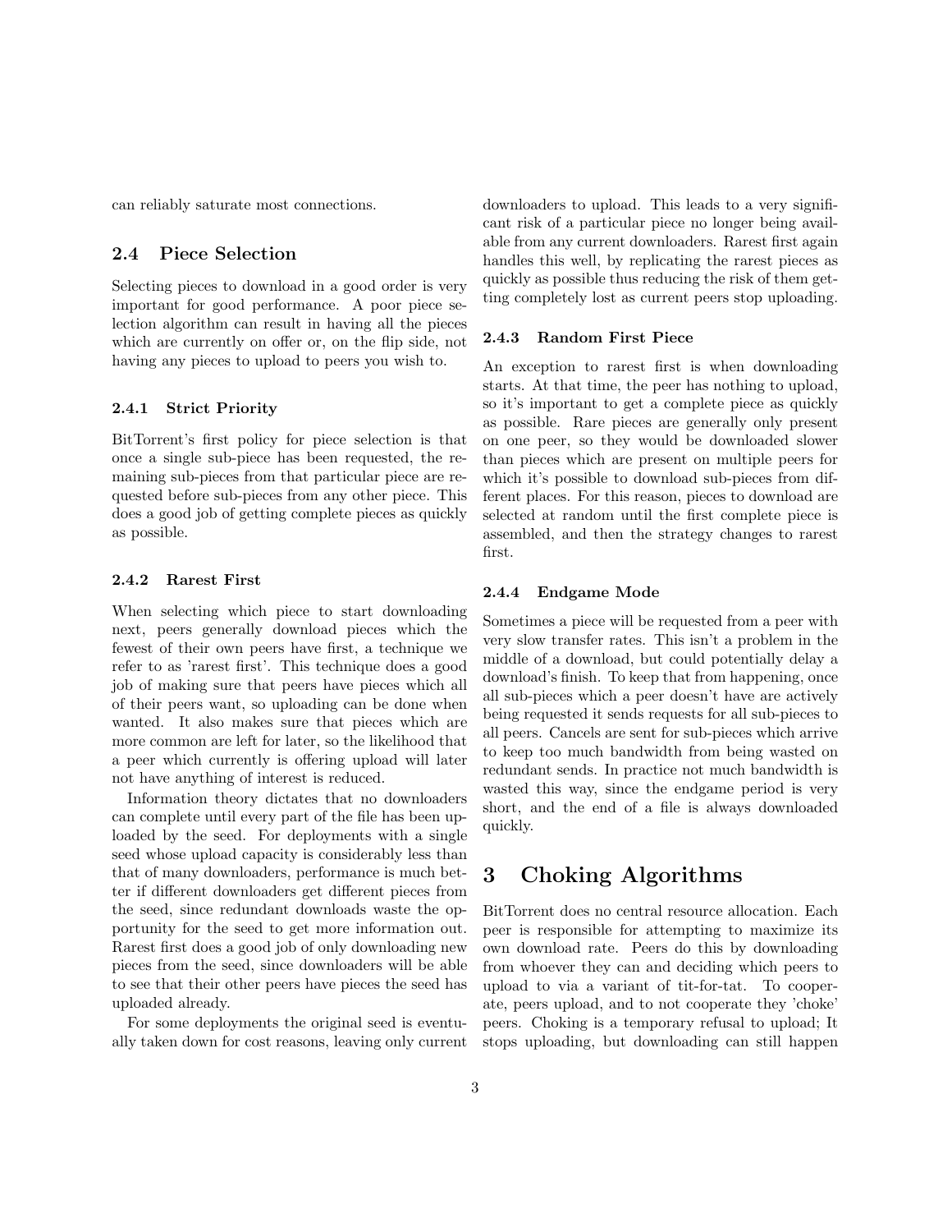can reliably saturate most connections.

## 2.4 Piece Selection

Selecting pieces to download in a good order is very important for good performance. A poor piece selection algorithm can result in having all the pieces which are currently on offer or, on the flip side, not having any pieces to upload to peers you wish to.

### 2.4.1 Strict Priority

BitTorrent's first policy for piece selection is that once a single sub-piece has been requested, the remaining sub-pieces from that particular piece are requested before sub-pieces from any other piece. This does a good job of getting complete pieces as quickly as possible.

### 2.4.2 Rarest First

When selecting which piece to start downloading next, peers generally download pieces which the fewest of their own peers have first, a technique we refer to as 'rarest first'. This technique does a good job of making sure that peers have pieces which all of their peers want, so uploading can be done when wanted. It also makes sure that pieces which are more common are left for later, so the likelihood that a peer which currently is offering upload will later not have anything of interest is reduced.

Information theory dictates that no downloaders can complete until every part of the file has been uploaded by the seed. For deployments with a single seed whose upload capacity is considerably less than that of many downloaders, performance is much better if different downloaders get different pieces from the seed, since redundant downloads waste the opportunity for the seed to get more information out. Rarest first does a good job of only downloading new pieces from the seed, since downloaders will be able to see that their other peers have pieces the seed has uploaded already.

For some deployments the original seed is eventually taken down for cost reasons, leaving only current downloaders to upload. This leads to a very significant risk of a particular piece no longer being available from any current downloaders. Rarest first again handles this well, by replicating the rarest pieces as quickly as possible thus reducing the risk of them getting completely lost as current peers stop uploading.

### 2.4.3 Random First Piece

An exception to rarest first is when downloading starts. At that time, the peer has nothing to upload, so it's important to get a complete piece as quickly as possible. Rare pieces are generally only present on one peer, so they would be downloaded slower than pieces which are present on multiple peers for which it's possible to download sub-pieces from different places. For this reason, pieces to download are selected at random until the first complete piece is assembled, and then the strategy changes to rarest first.

### 2.4.4 Endgame Mode

Sometimes a piece will be requested from a peer with very slow transfer rates. This isn't a problem in the middle of a download, but could potentially delay a download's finish. To keep that from happening, once all sub-pieces which a peer doesn't have are actively being requested it sends requests for all sub-pieces to all peers. Cancels are sent for sub-pieces which arrive to keep too much bandwidth from being wasted on redundant sends. In practice not much bandwidth is wasted this way, since the endgame period is very short, and the end of a file is always downloaded quickly.

# 3 Choking Algorithms

BitTorrent does no central resource allocation. Each peer is responsible for attempting to maximize its own download rate. Peers do this by downloading from whoever they can and deciding which peers to upload to via a variant of tit-for-tat. To cooperate, peers upload, and to not cooperate they 'choke' peers. Choking is a temporary refusal to upload; It stops uploading, but downloading can still happen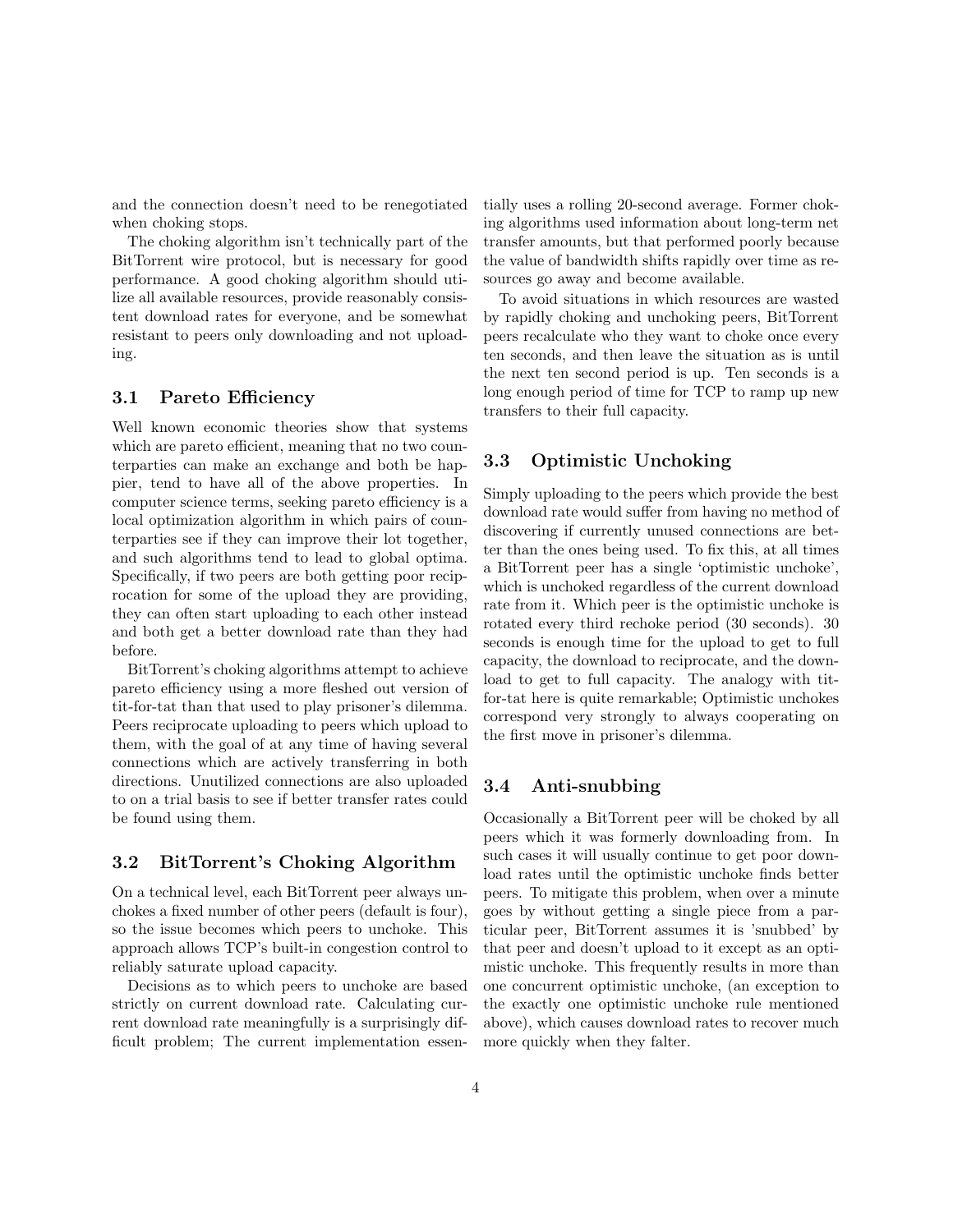and the connection doesn't need to be renegotiated when choking stops.

The choking algorithm isn't technically part of the BitTorrent wire protocol, but is necessary for good performance. A good choking algorithm should utilize all available resources, provide reasonably consistent download rates for everyone, and be somewhat resistant to peers only downloading and not uploading.

### 3.1 Pareto Efficiency

Well known economic theories show that systems which are pareto efficient, meaning that no two counterparties can make an exchange and both be happier, tend to have all of the above properties. In computer science terms, seeking pareto efficiency is a local optimization algorithm in which pairs of counterparties see if they can improve their lot together, and such algorithms tend to lead to global optima. Specifically, if two peers are both getting poor reciprocation for some of the upload they are providing, they can often start uploading to each other instead and both get a better download rate than they had before.

BitTorrent's choking algorithms attempt to achieve pareto efficiency using a more fleshed out version of tit-for-tat than that used to play prisoner's dilemma. Peers reciprocate uploading to peers which upload to them, with the goal of at any time of having several connections which are actively transferring in both directions. Unutilized connections are also uploaded to on a trial basis to see if better transfer rates could be found using them.

### 3.2 BitTorrent's Choking Algorithm

On a technical level, each BitTorrent peer always unchokes a fixed number of other peers (default is four), so the issue becomes which peers to unchoke. This approach allows TCP's built-in congestion control to reliably saturate upload capacity.

Decisions as to which peers to unchoke are based strictly on current download rate. Calculating current download rate meaningfully is a surprisingly difficult problem; The current implementation essentially uses a rolling 20-second average. Former choking algorithms used information about long-term net transfer amounts, but that performed poorly because the value of bandwidth shifts rapidly over time as resources go away and become available.

To avoid situations in which resources are wasted by rapidly choking and unchoking peers, BitTorrent peers recalculate who they want to choke once every ten seconds, and then leave the situation as is until the next ten second period is up. Ten seconds is a long enough period of time for TCP to ramp up new transfers to their full capacity.

### 3.3 Optimistic Unchoking

Simply uploading to the peers which provide the best download rate would suffer from having no method of discovering if currently unused connections are better than the ones being used. To fix this, at all times a BitTorrent peer has a single 'optimistic unchoke', which is unchoked regardless of the current download rate from it. Which peer is the optimistic unchoke is rotated every third rechoke period (30 seconds). 30 seconds is enough time for the upload to get to full capacity, the download to reciprocate, and the download to get to full capacity. The analogy with tit-for-tat here is quite remarkable; Optimistic unchokes correspond very strongly to always cooperating on the first move in prisoner's dilemma.

### 3.4 Anti-snubbing

Occasionally a BitTorrent peer will be choked by all peers which it was formerly downloading from. In such cases it will usually continue to get poor download rates until the optimistic unchoke finds better peers. To mitigate this problem, when over a minute goes by without getting a single piece from a particular peer, BitTorrent assumes it is 'snubbed' by that peer and doesn't upload to it except as an optimistic unchoke. This frequently results in more than one concurrent optimistic unchoke, (an exception to the exactly one optimistic unchoke rule mentioned above), which causes download rates to recover much more quickly when they falter.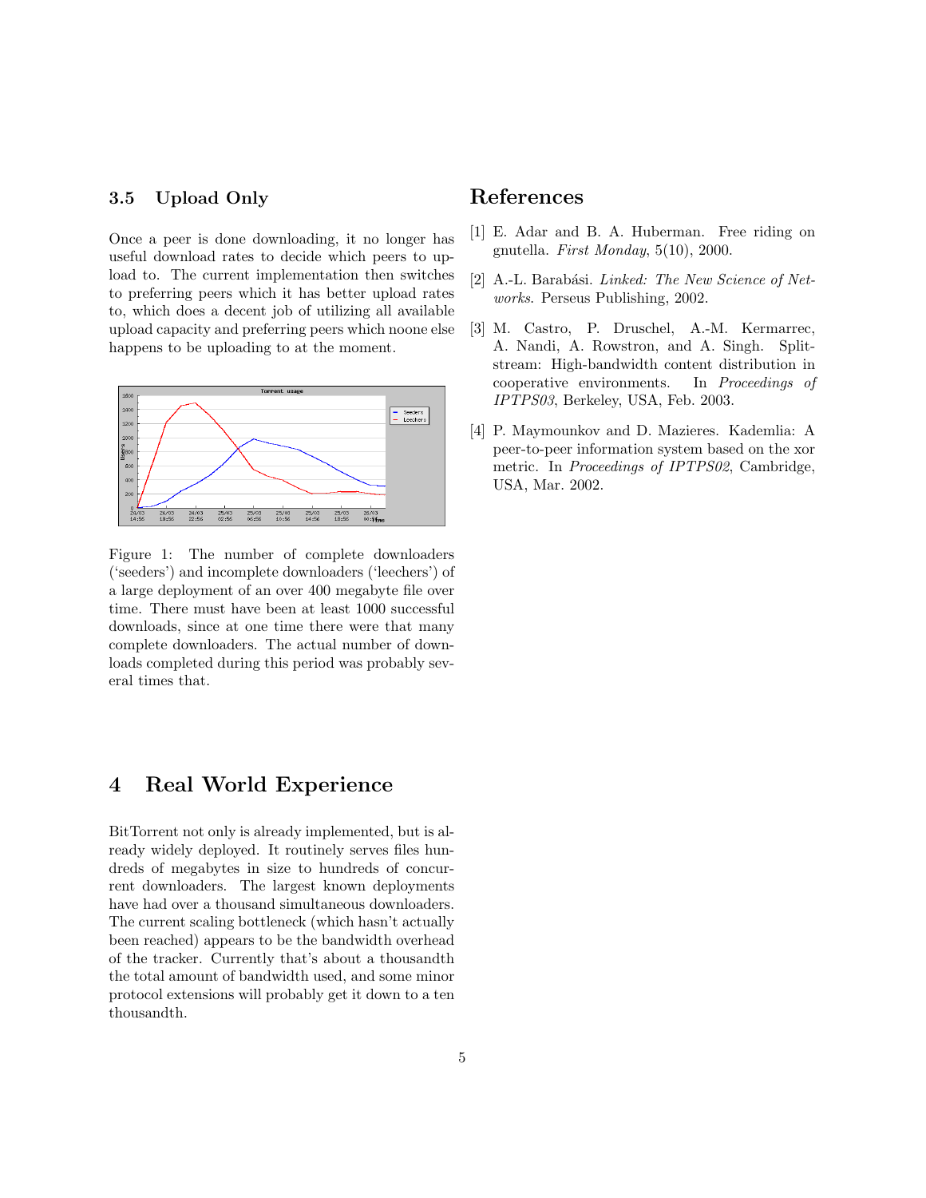### 3.5 Upload Only

Once a peer is done downloading, it no longer has useful download rates to decide which peers to upload to. The current implementation then switches to preferring peers which it has better upload rates to, which does a decent job of utilizing all available upload capacity and preferring peers which noone else happens to be uploading to at the moment.

Torrent usage

1600
1400
1200
1000
800
600
400
200
0

Users

24/03 14:56
24/03 18:56
24/03 22:56
25/03 02:56
25/03 06:56
25/03 10:56
25/03 14:56
25/03 18:56
26/03 00:56

Time

Seeders
Leechers

Figure 1: The number of complete downloaders ('seeders') and incomplete downloaders ('leechers') of a large deployment of an over 400 megabyte file over time. There must have been at least 1000 successful downloads, since at one time there were that many complete downloaders. The actual number of downloads completed during this period was probably several times that.

## 4 Real World Experience

BitTorrent not only is already implemented, but is already widely deployed. It routinely serves files hundreds of megabytes in size to hundreds of concurrent downloaders. The largest known deployments have had over a thousand simultaneous downloaders. The current scaling bottleneck (which hasn't actually been reached) appears to be the bandwidth overhead of the tracker. Currently that's about a thousandth the total amount of bandwidth used, and some minor protocol extensions will probably get it down to a ten thousandth.

## References

[1] E. Adar and B. A. Huberman. Free riding on gnutella. *First Monday*, 5(10), 2000.

[2] A.-L. Barabási. *Linked: The New Science of Networks*. Perseus Publishing, 2002.

[3] M. Castro, P. Druschel, A.-M. Kermarrec, A. Nandi, A. Rowstron, and A. Singh. Splitstream: High-bandwidth content distribution in cooperative environments. In *Proceedings of IPTPS03*, Berkeley, USA, Feb. 2003.

[4] P. Maymounkov and D. Mazieres. Kademlia: A peer-to-peer information system based on the xor metric. In *Proceedings of IPTPS02*, Cambridge, USA, Mar. 2002.